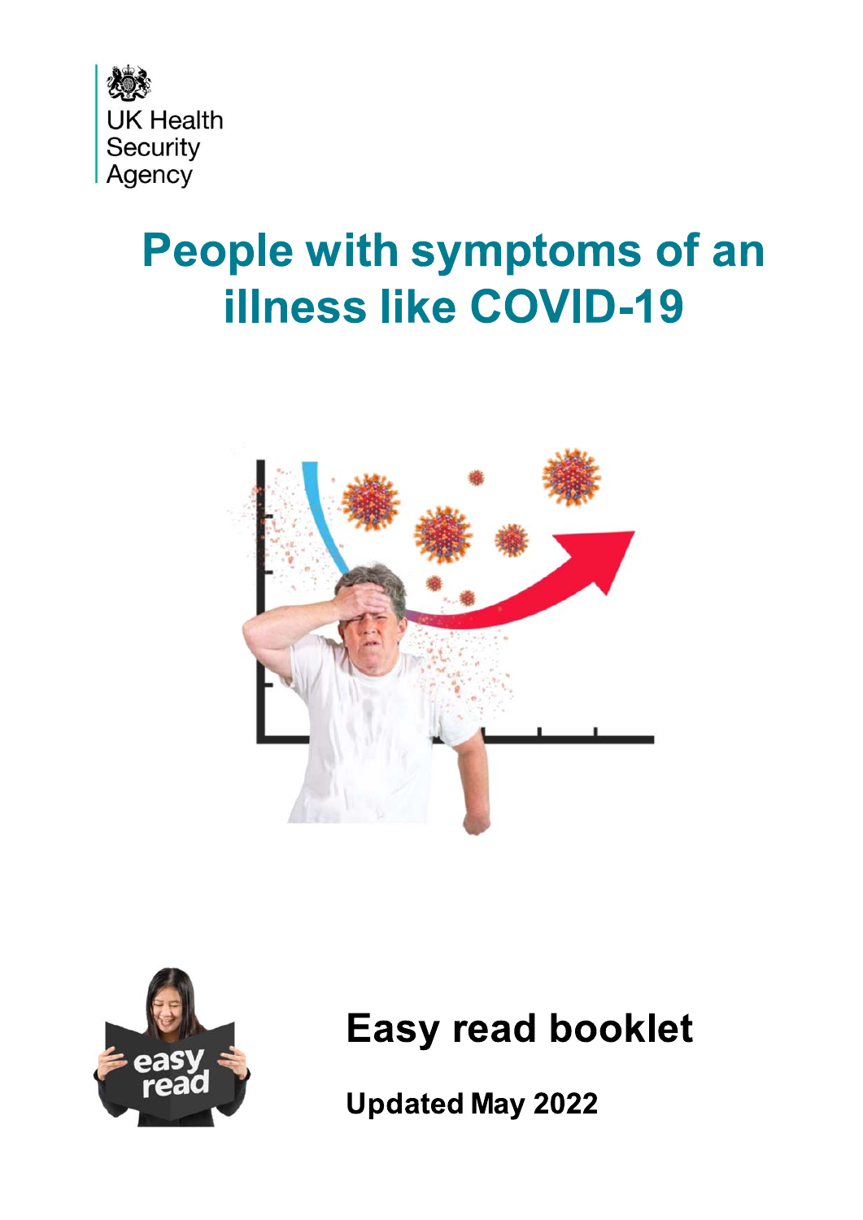UK Health Security Agency

# People with symptoms of an illness like COVID-19

## Easy read booklet

**Updated May 2022**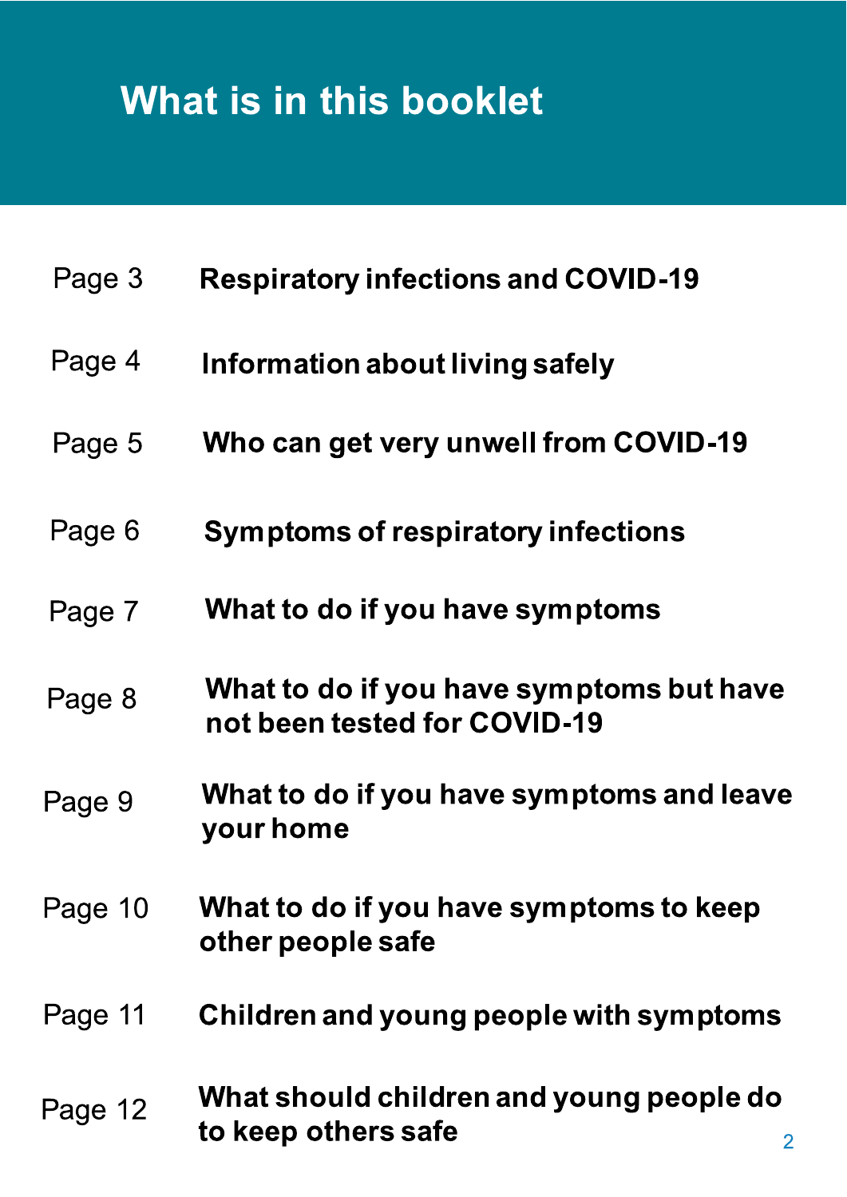# What is in this booklet

| | |
|---|---|
| Page 3 | **Respiratory infections and COVID-19** |
| Page 4 | **Information about living safely** |
| Page 5 | **Who can get very unwell from COVID-19** |
| Page 6 | **Symptoms of respiratory infections** |
| Page 7 | **What to do if you have symptoms** |
| Page 8 | **What to do if you have symptoms but have not been tested for COVID-19** |
| Page 9 | **What to do if you have symptoms and leave your home** |
| Page 10 | **What to do if you have symptoms to keep other people safe** |
| Page 11 | **Children and young people with symptoms** |
| Page 12 | **What should children and young people do to keep others safe** |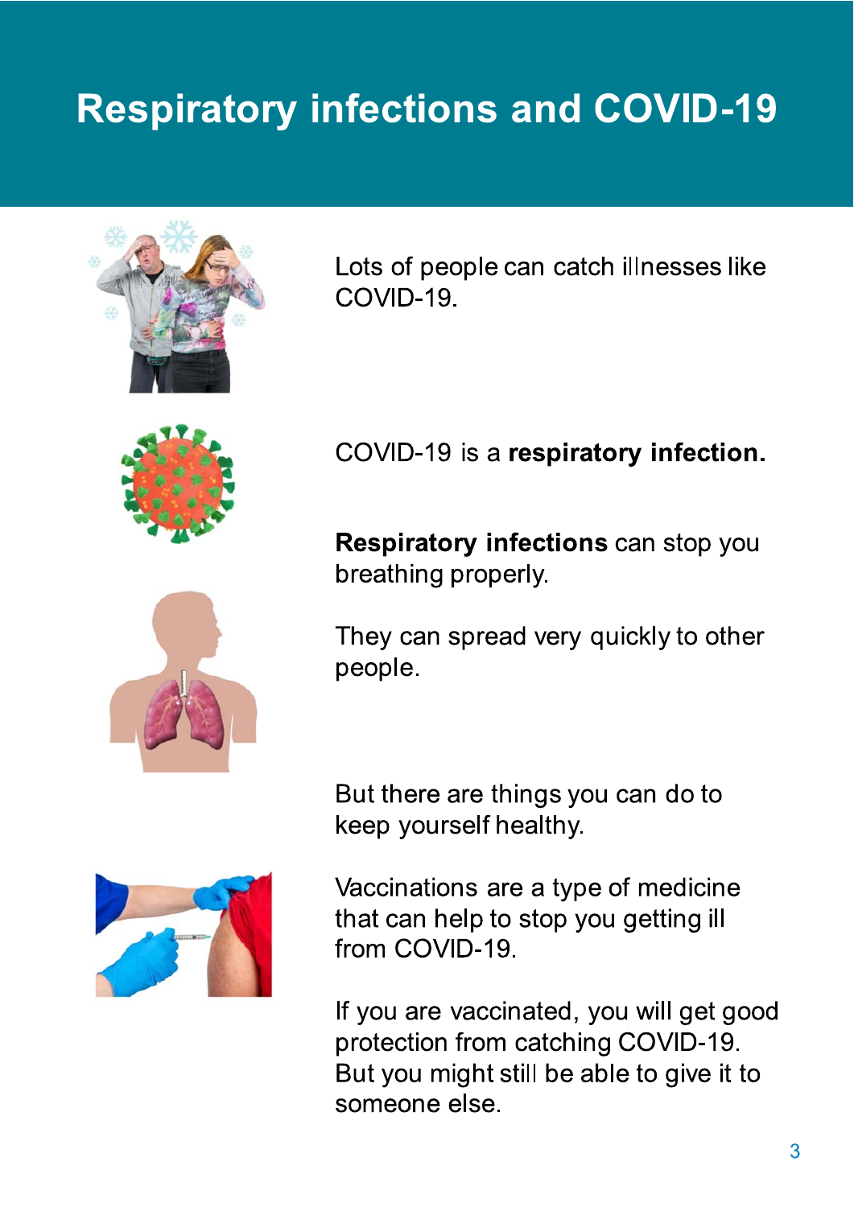# Respiratory infections and COVID-19

Lots of people can catch illnesses like COVID-19.

COVID-19 is a **respiratory infection.**

**Respiratory infections** can stop you breathing properly.

They can spread very quickly to other people.

But there are things you can do to keep yourself healthy.

Vaccinations are a type of medicine that can help to stop you getting ill from COVID-19.

If you are vaccinated, you will get good protection from catching COVID-19. But you might still be able to give it to someone else.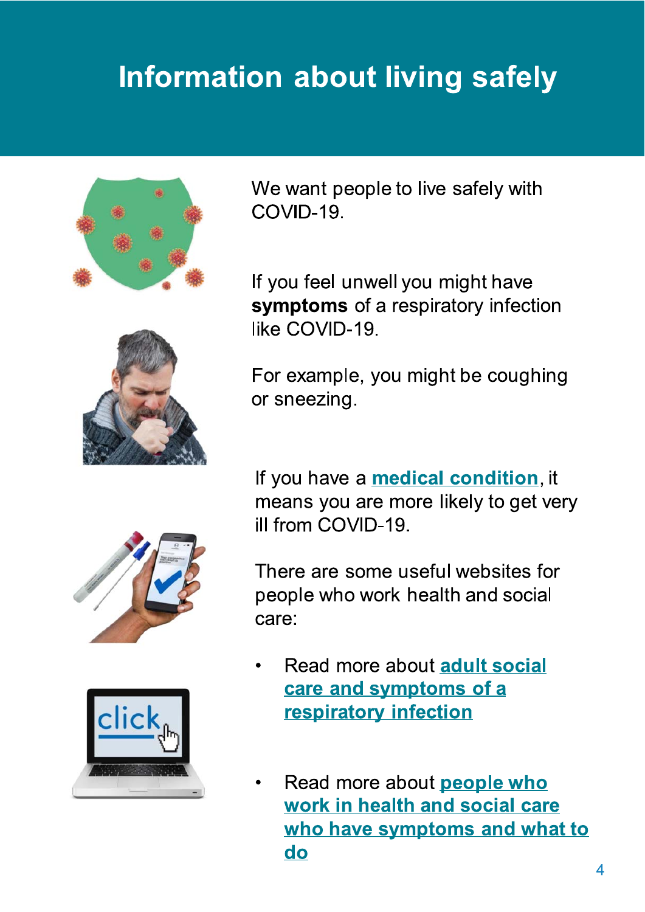# Information about living safely

We want people to live safely with COVID-19.

If you feel unwell you might have **symptoms** of a respiratory infection like COVID-19.

For example, you might be coughing or sneezing.

If you have a **medical condition**, it means you are more likely to get very ill from COVID-19.

There are some useful websites for people who work health and social care:

- Read more about **adult social care and symptoms of a respiratory infection**

- Read more about **people who work in health and social care who have symptoms and what to do**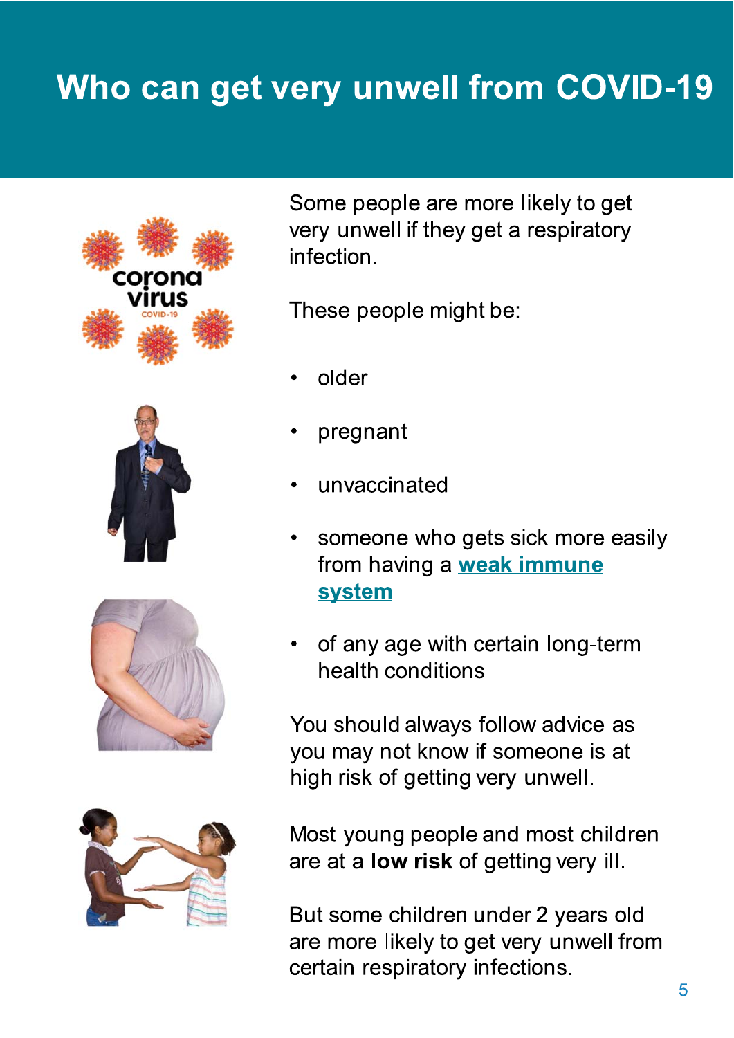# Who can get very unwell from COVID-19

Some people are more likely to get very unwell if they get a respiratory infection.

These people might be:

- older
- pregnant
- unvaccinated
- someone who gets sick more easily from having a **weak immune system**
- of any age with certain long-term health conditions

You should always follow advice as you may not know if someone is at high risk of getting very unwell.

Most young people and most children are at a **low risk** of getting very ill.

But some children under 2 years old are more likely to get very unwell from certain respiratory infections.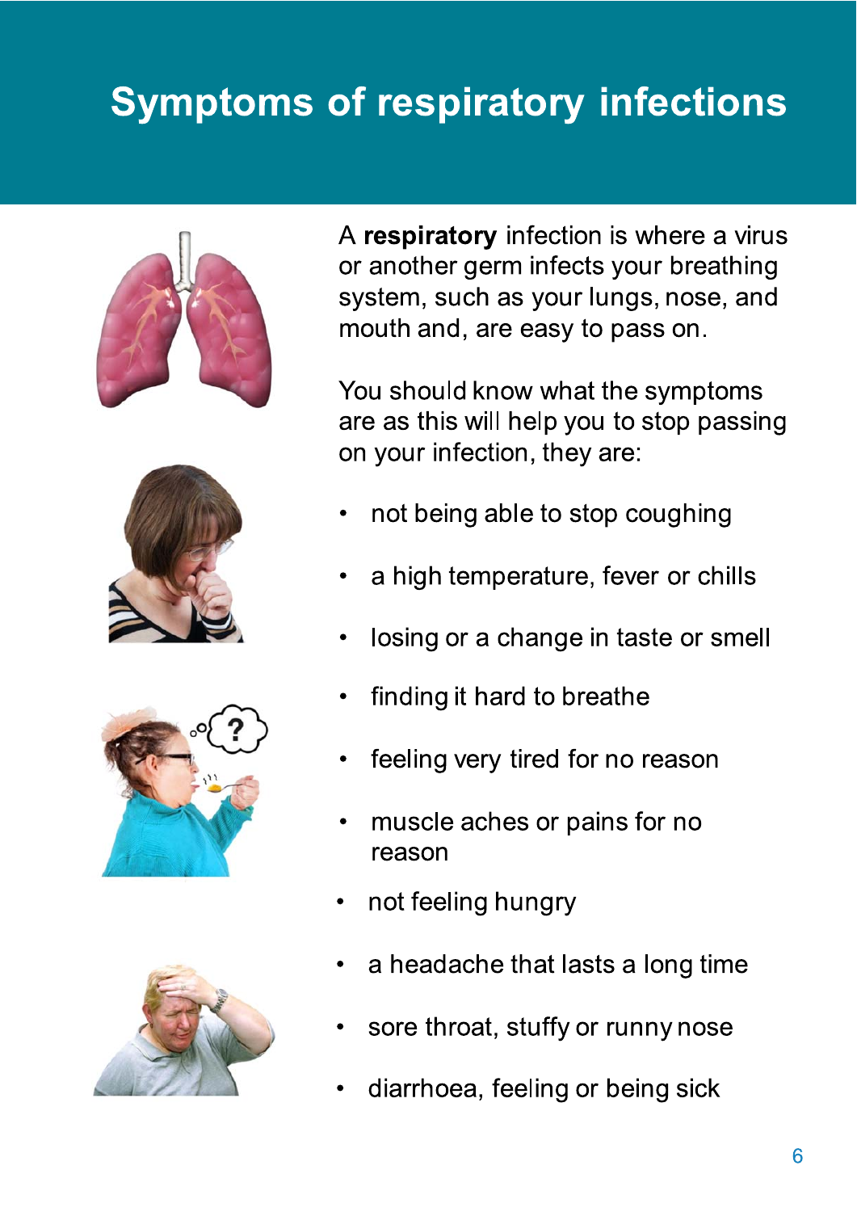# Symptoms of respiratory infections

A **respiratory** infection is where a virus or another germ infects your breathing system, such as your lungs, nose, and mouth and, are easy to pass on.

You should know what the symptoms are as this will help you to stop passing on your infection, they are:

- not being able to stop coughing
- a high temperature, fever or chills
- losing or a change in taste or smell
- finding it hard to breathe
- feeling very tired for no reason
- muscle aches or pains for no reason
- not feeling hungry
- a headache that lasts a long time
- sore throat, stuffy or runny nose
- diarrhoea, feeling or being sick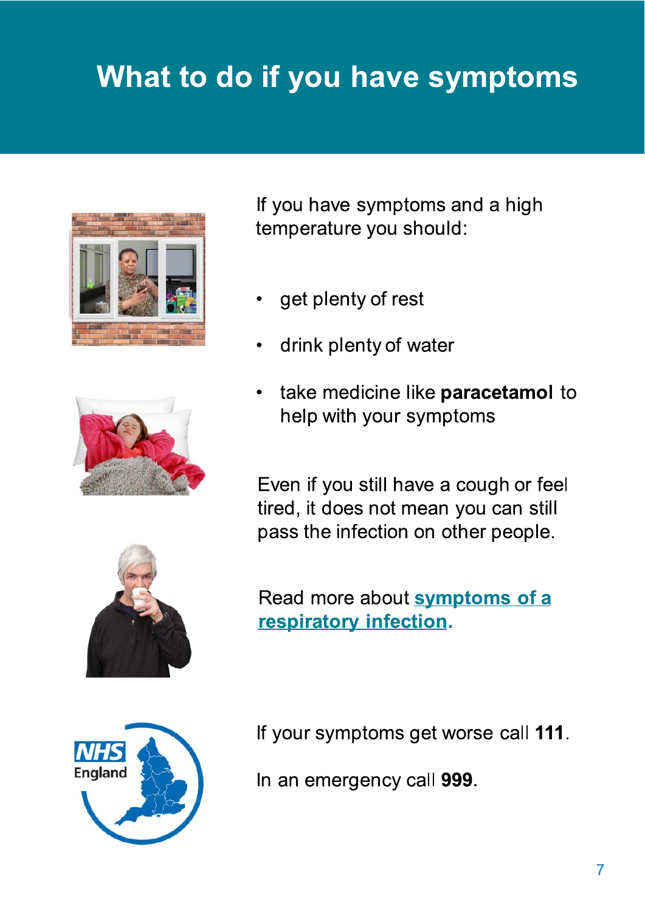# What to do if you have symptoms

If you have symptoms and a high temperature you should:

- get plenty of rest
- drink plenty of water
- take medicine like **paracetamol** to help with your symptoms

Even if you still have a cough or feel tired, it does not mean you can still pass the infection on other people.

Read more about **symptoms of a respiratory infection**.

If your symptoms get worse call **111**.

In an emergency call **999**.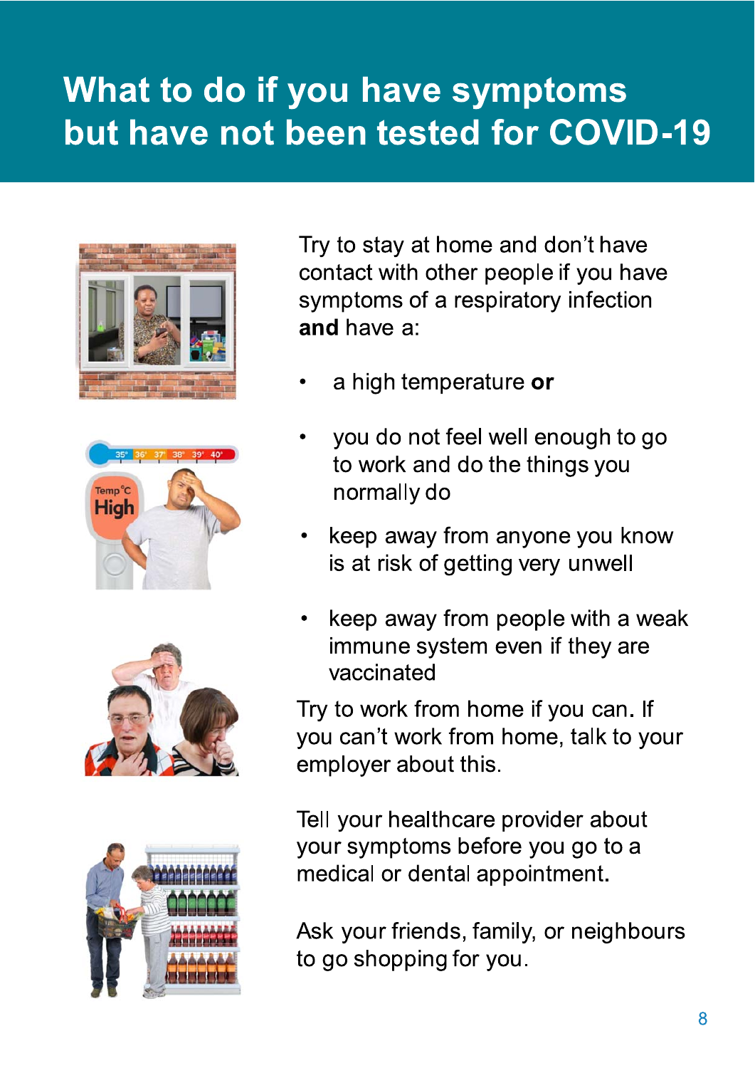# What to do if you have symptoms but have not been tested for COVID-19

Try to stay at home and don't have contact with other people if you have symptoms of a respiratory infection **and** have a:

- a high temperature **or**
- you do not feel well enough to go to work and do the things you normally do
- keep away from anyone you know is at risk of getting very unwell
- keep away from people with a weak immune system even if they are vaccinated

Try to work from home if you can. If you can't work from home, talk to your employer about this.

Tell your healthcare provider about your symptoms before you go to a medical or dental appointment.

Ask your friends, family, or neighbours to go shopping for you.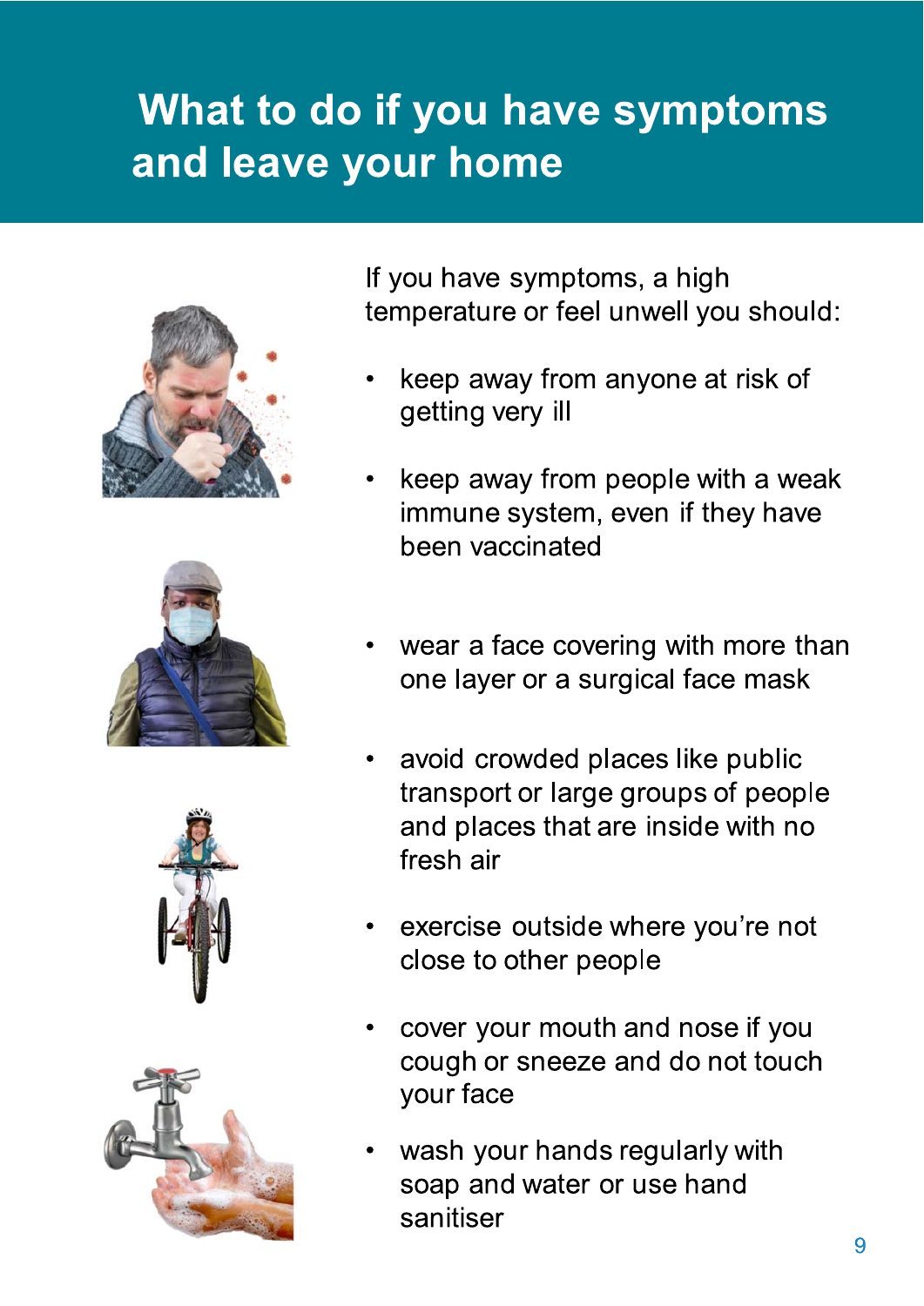# What to do if you have symptoms and leave your home

If you have symptoms, a high temperature or feel unwell you should:

- keep away from anyone at risk of getting very ill
- keep away from people with a weak immune system, even if they have been vaccinated
- wear a face covering with more than one layer or a surgical face mask
- avoid crowded places like public transport or large groups of people and places that are inside with no fresh air
- exercise outside where you're not close to other people
- cover your mouth and nose if you cough or sneeze and do not touch your face
- wash your hands regularly with soap and water or use hand sanitiser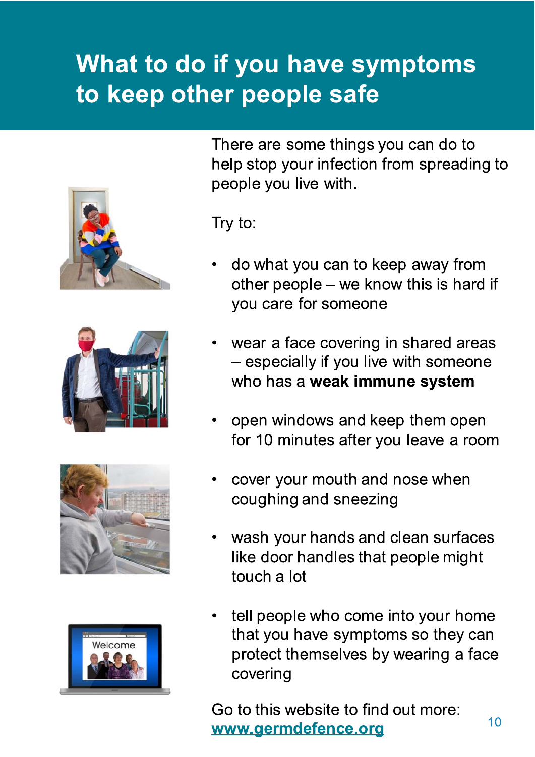# What to do if you have symptoms to keep other people safe

There are some things you can do to help stop your infection from spreading to people you live with.

Try to:

- do what you can to keep away from other people – we know this is hard if you care for someone
- wear a face covering in shared areas – especially if you live with someone who has a **weak immune system**
- open windows and keep them open for 10 minutes after you leave a room
- cover your mouth and nose when coughing and sneezing
- wash your hands and clean surfaces like door handles that people might touch a lot
- tell people who come into your home that you have symptoms so they can protect themselves by wearing a face covering

Go to this website to find out more: **www.germdefence.org**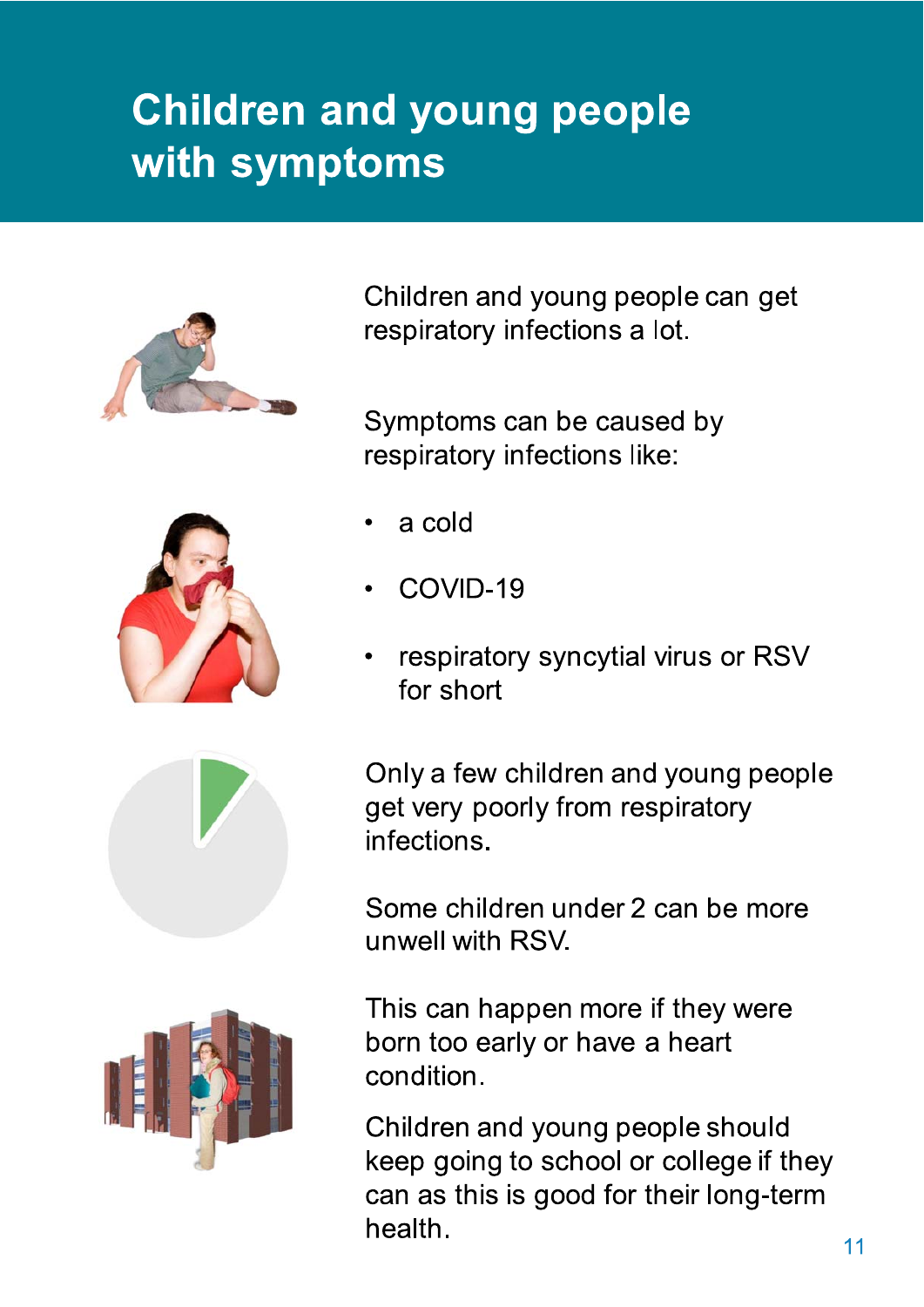# Children and young people with symptoms

Children and young people can get respiratory infections a lot.

Symptoms can be caused by respiratory infections like:

- a cold
- COVID-19
- respiratory syncytial virus or RSV for short

Only a few children and young people get very poorly from respiratory infections.

Some children under 2 can be more unwell with RSV.

This can happen more if they were born too early or have a heart condition.

Children and young people should keep going to school or college if they can as this is good for their long-term health.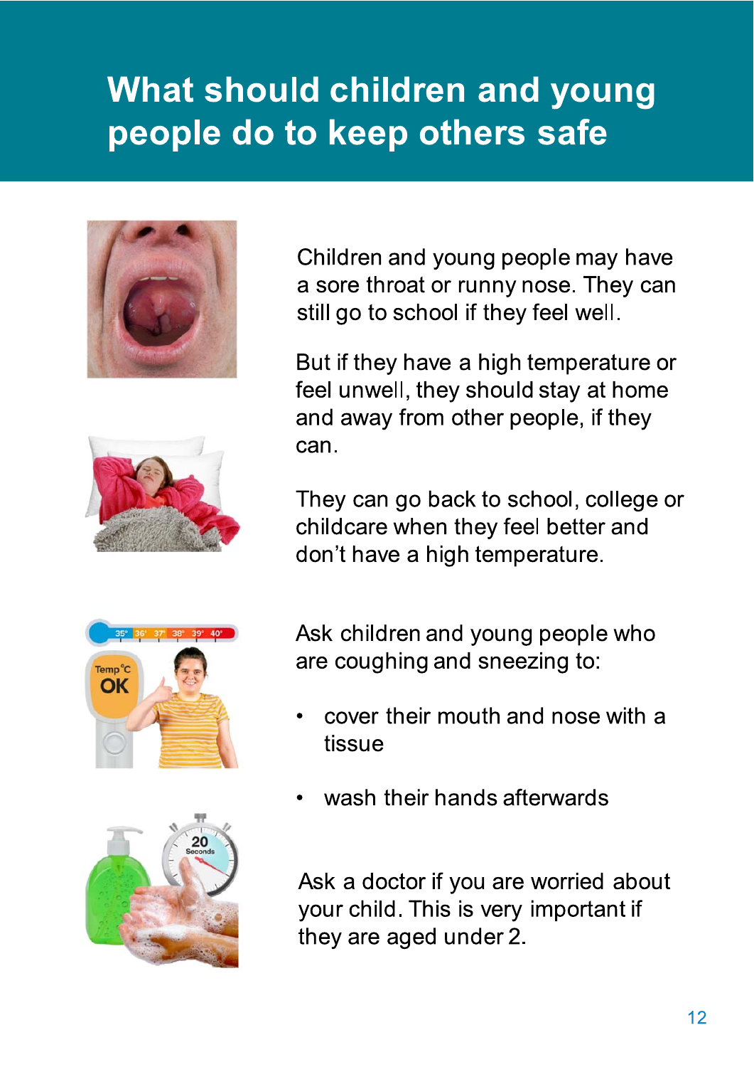# What should children and young people do to keep others safe

Children and young people may have a sore throat or runny nose. They can still go to school if they feel well.

But if they have a high temperature or feel unwell, they should stay at home and away from other people, if they can.

They can go back to school, college or childcare when they feel better and don't have a high temperature.

Ask children and young people who are coughing and sneezing to:

- cover their mouth and nose with a tissue
- wash their hands afterwards

Ask a doctor if you are worried about your child. This is very important if they are aged under 2.